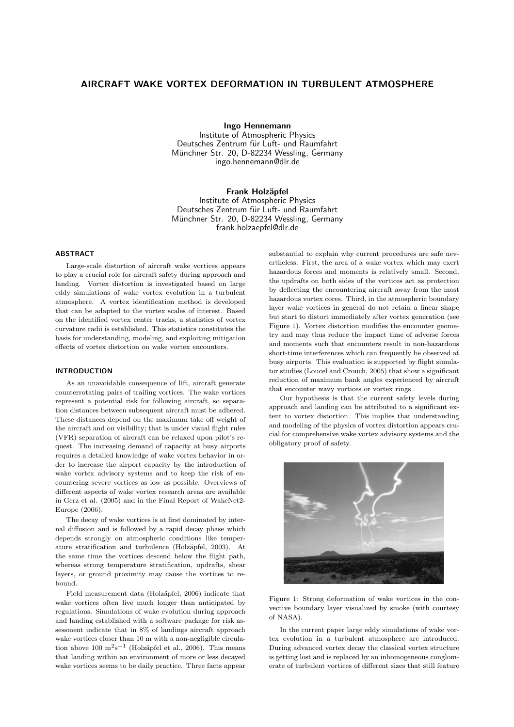# AIRCRAFT WAKE VORTEX DEFORMATION IN TURBULENT ATMOSPHERE

**Ingo Hennemann**
Institute of Atmospheric Physics
Deutsches Zentrum für Luft- und Raumfahrt
Münchner Str. 20, D-82234 Wessling, Germany
ingo.hennemann@dlr.de

**Frank Holzäpfel**
Institute of Atmospheric Physics
Deutsches Zentrum für Luft- und Raumfahrt
Münchner Str. 20, D-82234 Wessling, Germany
frank.holzaepfel@dlr.de

## ABSTRACT

Large-scale distortion of aircraft wake vortices appears to play a crucial role for aircraft safety during approach and landing. Vortex distortion is investigated based on large eddy simulations of wake vortex evolution in a turbulent atmosphere. A vortex identification method is developed that can be adapted to the vortex scales of interest. Based on the identified vortex center tracks, a statistics of vortex curvature radii is established. This statistics constitutes the basis for understanding, modeling, and exploiting mitigation effects of vortex distortion on wake vortex encounters.

## INTRODUCTION

As an unavoidable consequence of lift, aircraft generate counterrotating pairs of trailing vortices. The wake vortices represent a potential risk for following aircraft, so separation distances between subsequent aircraft must be adhered. These distances depend on the maximum take off weight of the aircraft and on visibility; that is under visual flight rules (VFR) separation of aircraft can be relaxed upon pilot's request. The increasing demand of capacity at busy airports requires a detailed knowledge of wake vortex behavior in order to increase the airport capacity by the introduction of wake vortex advisory systems and to keep the risk of encountering severe vortices as low as possible. Overviews of different aspects of wake vortex research areas are available in Gerz et al. (2005) and in the Final Report of WakeNet2-Europe (2006).

The decay of wake vortices is at first dominated by internal diffusion and is followed by a rapid decay phase which depends strongly on atmospheric conditions like temperature stratification and turbulence (Holzäpfel, 2003). At the same time the vortices descend below the flight path, whereas strong temperature stratification, updrafts, shear layers, or ground proximity may cause the vortices to rebound.

Field measurement data (Holzäpfel, 2006) indicate that wake vortices often live much longer than anticipated by regulations. Simulations of wake evolution during approach and landing established with a software package for risk assessment indicate that in 8% of landings aircraft approach wake vortices closer than 10 m with a non-negligible circulation above 100 $\mathrm{m^2s^{-1}}$ (Holzäpfel et al., 2006). This means that landing within an environment of more or less decayed wake vortices seems to be daily practice. Three facts appear substantial to explain why current procedures are safe nevertheless. First, the area of a wake vortex which may exert hazardous forces and moments is relatively small. Second, the updrafts on both sides of the vortices act as protection by deflecting the encountering aircraft away from the most hazardous vortex cores. Third, in the atmospheric boundary layer wake vortices in general do not retain a linear shape but start to distort immediately after vortex generation (see Figure 1). Vortex distortion modifies the encounter geometry and may thus reduce the impact time of adverse forces and moments such that encounters result in non-hazardous short-time interferences which can frequently be observed at busy airports. This evaluation is supported by flight simulator studies (Loucel and Crouch, 2005) that show a significant reduction of maximum bank angles experienced by aircraft that encounter wavy vortices or vortex rings.

Our hypothesis is that the current safety levels during approach and landing can be attributed to a significant extent to vortex distortion. This implies that understanding and modeling of the physics of vortex distortion appears crucial for comprehensive wake vortex advisory systems and the obligatory proof of safety.

Figure 1: Strong deformation of wake vortices in the convective boundary layer visualized by smoke (with courtesy of NASA).

In the current paper large eddy simulations of wake vortex evolution in a turbulent atmosphere are introduced. During advanced vortex decay the classical vortex structure is getting lost and is replaced by an inhomogeneous conglomerate of turbulent vortices of different sizes that still feature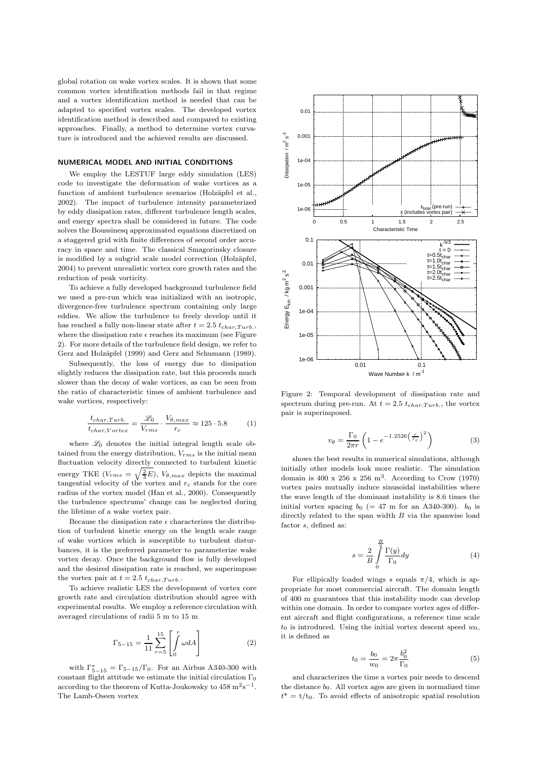global rotation on wake vortex scales. It is shown that some common vortex identification methods fail in that regime and a vortex identification method is needed that can be adapted to specified vortex scales. The developed vortex identification method is described and compared to existing approaches. Finally, a method to determine vortex curvature is introduced and the achieved results are discussed.

## NUMERICAL MODEL AND INITIAL CONDITIONS

We employ the LESTUF large eddy simulation (LES) code to investigate the deformation of wake vortices as a function of ambient turbulence scenarios (Holzäpfel et al., 2002). The impact of turbulence intensity parameterized by eddy dissipation rates, different turbulence length scales, and energy spectra shall be considered in future. The code solves the Boussinesq approximated equations discretized on a staggered grid with finite differences of second order accuracy in space and time. The classical Smagorinsky closure is modified by a subgrid scale model correction (Holzäpfel, 2004) to prevent unrealistic vortex core growth rates and the reduction of peak vorticity.

To achieve a fully developed background turbulence field we used a pre-run which was initialized with an isotropic, divergence-free turbulence spectrum containing only large eddies. We allow the turbulence to freely develop until it has reached a fully non-linear state after $t = 2.5\ t_{char,Turb.}$, where the dissipation rate $\epsilon$ reaches its maximum (see Figure 2). For more details of the turbulence field design, we refer to Gerz and Holzäpfel (1999) and Gerz and Schumann (1989).

Subsequently, the loss of energy due to dissipation slightly reduces the dissipation rate, but this proceeds much slower than the decay of wake vortices, as can be seen from the ratio of characteristic times of ambient turbulence and wake vortices, respectively:

$$\frac{t_{char,Turb.}}{t_{char,Vortex}} = \frac{\mathscr{L}_0}{V_{rms}} \cdot \frac{V_{\theta,max}}{r_c} \approx 125 \cdot 5.8 \tag{1}$$

where $\mathscr{L}_0$ denotes the initial integral length scale obtained from the energy distribution, $V_{rms}$ is the initial mean fluctuation velocity directly connected to turbulent kinetic energy TKE ($V_{rms} = \sqrt{\frac{2}{3}E}$), $V_{\theta,max}$ depicts the maximal tangential velocity of the vortex and $r_c$ stands for the core radius of the vortex model (Han et al., 2000). Consequently the turbulence spectrums' change can be neglected during the lifetime of a wake vortex pair.

Because the dissipation rate $\epsilon$ characterizes the distribution of turbulent kinetic energy on the length scale range of wake vortices which is susceptible to turbulent disturbances, it is the preferred parameter to parameterize wake vortex decay. Once the background flow is fully developed and the desired dissipation rate is reached, we superimpose the vortex pair at $t = 2.5\ t_{char,Turb.}$.

To achieve realistic LES the development of vortex core growth rate and circulation distribution should agree with experimental results. We employ a reference circulation with averaged circulations of radii 5 m to 15 m

$$\Gamma_{5-15} = \frac{1}{11} \sum_{r=5}^{15} \left[ \int_0^r \omega dA \right] \tag{2}$$

with $\Gamma^*_{5-15} = \Gamma_{5-15}/\Gamma_0$. For an Airbus A340-300 with constant flight attitude we estimate the initial circulation $\Gamma_0$ according to the theorem of Kutta-Joukowsky to $458\ \mathrm{m}^2\mathrm{s}^{-1}$. The Lamb-Oseen vortex

$$v_\theta = \frac{\Gamma_0}{2\pi r} \left( 1 - e^{-1.2526 \left( \frac{r}{r_c} \right)^2} \right) \tag{3}$$

shows the best results in numerical simulations, although initially other models look more realistic. The simulation domain is 400 x 256 x 256 m$^3$. According to Crow (1970) vortex pairs mutually induce sinusoidal instabilities where the wave length of the dominant instability is 8.6 times the initial vortex spacing $b_0$ (= 47 m for an A340-300). $b_0$ is directly related to the span width $B$ via the spanwise load factor $s$, defined as:

$$s = \frac{2}{B} \int_0^{\frac{B}{2}} \frac{\Gamma(y)}{\Gamma_0} dy \tag{4}$$

For ellipically loaded wings $s$ equals $\pi/4$, which is appropriate for most commercial aircraft. The domain length of 400 m guarantees that this instability mode can develop within one domain. In order to compare vortex ages of different aircraft and flight configurations, a reference time scale $t_0$ is introduced. Using the initial vortex descent speed $w_0$, it is defined as

$$t_0 = \frac{b_0}{w_0} = 2\pi \frac{b_0^2}{\Gamma_0} \tag{5}$$

and characterizes the time a vortex pair needs to descend the distance $b_0$. All vortex ages are given in normalized time $t^* = \mathrm{t}/\mathrm{t}_0$. To avoid effects of anisotropic spatial resolution

Figure 2: Temporal development of dissipation rate and spectrum during pre-run. At $t = 2.5\ t_{char,Turb.}$, the vortex pair is superimposed.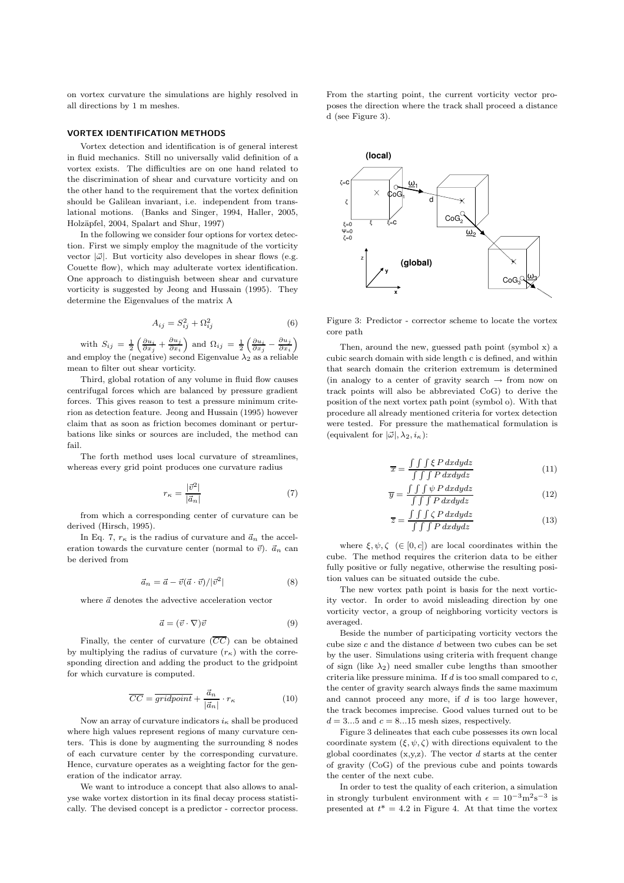on vortex curvature the simulations are highly resolved in all directions by 1 m meshes.

## VORTEX IDENTIFICATION METHODS

Vortex detection and identification is of general interest in fluid mechanics. Still no universally valid definition of a vortex exists. The difficulties are on one hand related to the discrimination of shear and curvature vorticity and on the other hand to the requirement that the vortex definition should be Galilean invariant, i.e. independent from translational motions. (Banks and Singer, 1994, Haller, 2005, Holzäpfel, 2004, Spalart and Shur, 1997)

In the following we consider four options for vortex detection. First we simply employ the magnitude of the vorticity vector $|\vec{\omega}|$. But vorticity also developes in shear flows (e.g. Couette flow), which may adulterate vortex identification. One approach to distinguish between shear and curvature vorticity is suggested by Jeong and Hussain (1995). They determine the Eigenvalues of the matrix A

$$A_{ij} = S_{ij}^2 + \Omega_{ij}^2 \tag{6}$$

with $S_{ij} = \frac{1}{2}\left(\frac{\partial u_i}{\partial x_j} + \frac{\partial u_j}{\partial x_i}\right)$ and $\Omega_{ij} = \frac{1}{2}\left(\frac{\partial u_i}{\partial x_j} - \frac{\partial u_j}{\partial x_i}\right)$ and employ the (negative) second Eigenvalue $\lambda_2$ as a reliable mean to filter out shear vorticity.

Third, global rotation of any volume in fluid flow causes centrifugal forces which are balanced by pressure gradient forces. This gives reason to test a pressure minimum criterion as detection feature. Jeong and Hussain (1995) however claim that as soon as friction becomes dominant or perturbations like sinks or sources are included, the method can fail.

The forth method uses local curvature of streamlines, whereas every grid point produces one curvature radius

$$r_\kappa = \frac{|\vec{v}^2|}{|\vec{a}_n|} \tag{7}$$

from which a corresponding center of curvature can be derived (Hirsch, 1995).

In Eq. 7, $r_\kappa$ is the radius of curvature and $\vec{a}_n$ the acceleration towards the curvature center (normal to $\vec{v}$). $\vec{a}_n$ can be derived from

$$\vec{a}_n = \vec{a} - \vec{v}(\vec{a}\cdot\vec{v})/|\vec{v}^2| \tag{8}$$

where $\vec{a}$ denotes the advective acceleration vector

$$\vec{a} = (\vec{v}\cdot\nabla)\vec{v} \tag{9}$$

Finally, the center of curvature ($\overline{CC}$) can be obtained by multiplying the radius of curvature ($r_\kappa$) with the corresponding direction and adding the product to the gridpoint for which curvature is computed.

$$\overline{CC} = \overline{gridpoint} + \frac{\vec{a}_n}{|\vec{a}_n|}\cdot r_\kappa \tag{10}$$

Now an array of curvature indicators $i_\kappa$ shall be produced where high values represent regions of many curvature centers. This is done by augmenting the surrounding 8 nodes of each curvature center by the corresponding curvature. Hence, curvature operates as a weighting factor for the generation of the indicator array.

We want to introduce a concept that also allows to analyse wake vortex distortion in its final decay process statistically. The devised concept is a predictor - corrector process. From the starting point, the current vorticity vector proposes the direction where the track shall proceed a distance d (see Figure 3).

Figure 3: Predictor - corrector scheme to locate the vortex core path

Then, around the new, guessed path point (symbol x) a cubic search domain with side length c is defined, and within that search domain the criterion extremum is determined (in analogy to a center of gravity search → from now on track points will also be abbreviated CoG) to derive the position of the next vortex path point (symbol o). With that procedure all already mentioned criteria for vortex detection were tested. For pressure the mathematical formulation is (equivalent for $|\vec{\omega}|, \lambda_2, i_\kappa$):

$$\overline{x} = \frac{\int\int\int \xi\, P\, dxdydz}{\int\int\int P\, dxdydz} \tag{11}$$

$$\overline{y} = \frac{\int\int\int \psi\, P\, dxdydz}{\int\int\int P\, dxdydz} \tag{12}$$

$$\overline{z} = \frac{\int\int\int \zeta\, P\, dxdydz}{\int\int\int P\, dxdydz} \tag{13}$$

where $\xi, \psi, \zeta \ \ (\in [0, c])$ are local coordinates within the cube. The method requires the criterion data to be either fully positive or fully negative, otherwise the resulting position values can be situated outside the cube.

The new vortex path point is basis for the next vorticity vector. In order to avoid misleading direction by one vorticity vector, a group of neighboring vorticity vectors is averaged.

Beside the number of participating vorticity vectors the cube size $c$ and the distance $d$ between two cubes can be set by the user. Simulations using criteria with frequent change of sign (like $\lambda_2$) need smaller cube lengths than smoother criteria like pressure minima. If $d$ is too small compared to $c$, the center of gravity search always finds the same maximum and cannot proceed any more, if $d$ is too large however, the track becomes imprecise. Good values turned out to be $d = 3...5$ and $c = 8...15$ mesh sizes, respectively.

Figure 3 delineates that each cube possesses its own local coordinate system $(\xi, \psi, \zeta)$ with directions equivalent to the global coordinates (x,y,z). The vector $d$ starts at the center of gravity (CoG) of the previous cube and points towards the center of the next cube.

In order to test the quality of each criterion, a simulation in strongly turbulent environment with $\epsilon = 10^{-3}\mathrm{m}^2\mathrm{s}^{-3}$ is presented at $t^* = 4.2$ in Figure 4. At that time the vortex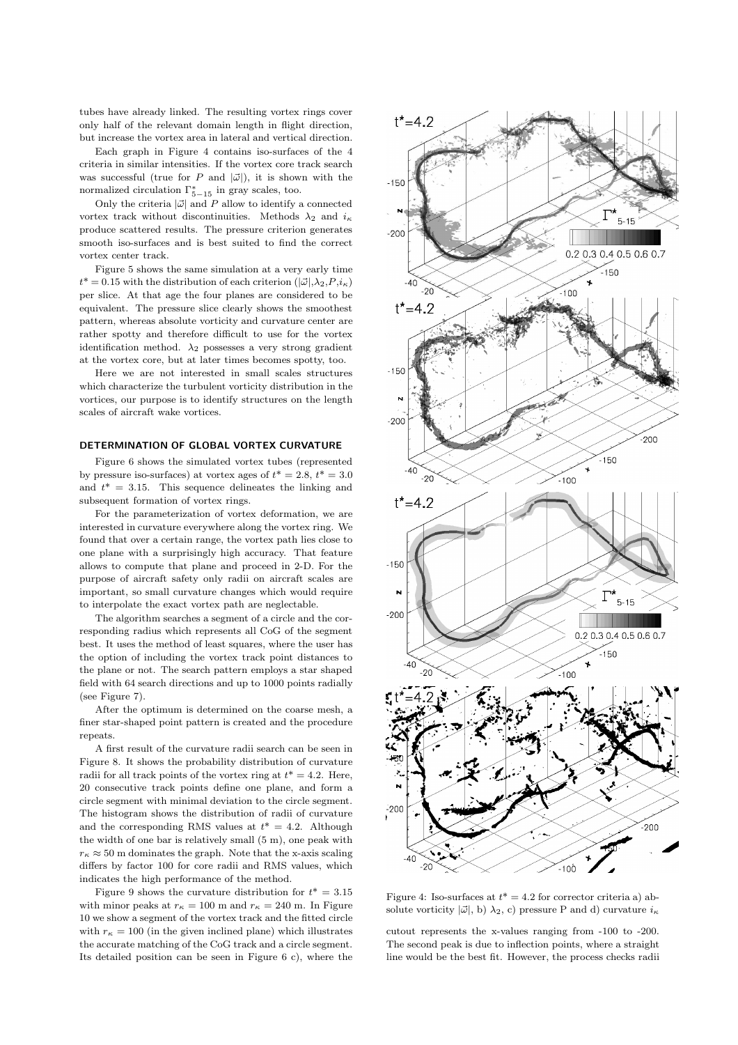tubes have already linked. The resulting vortex rings cover only half of the relevant domain length in flight direction, but increase the vortex area in lateral and vertical direction.

Each graph in Figure 4 contains iso-surfaces of the 4 criteria in similar intensities. If the vortex core track search was successful (true for $P$ and $|\vec{\omega}|$), it is shown with the normalized circulation $\Gamma^*_{5-15}$ in gray scales, too.

Only the criteria $|\vec{\omega}|$ and $P$ allow to identify a connected vortex track without discontinuities. Methods $\lambda_2$ and $i_\kappa$ produce scattered results. The pressure criterion generates smooth iso-surfaces and is best suited to find the correct vortex center track.

Figure 5 shows the same simulation at a very early time $t^* = 0.15$ with the distribution of each criterion ($|\vec{\omega}|$,$\lambda_2$,$P$,$i_\kappa$) per slice. At that age the four planes are considered to be equivalent. The pressure slice clearly shows the smoothest pattern, whereas absolute vorticity and curvature center are rather spotty and therefore difficult to use for the vortex identification method. $\lambda_2$ possesses a very strong gradient at the vortex core, but at later times becomes spotty, too.

Here we are not interested in small scales structures which characterize the turbulent vorticity distribution in the vortices, our purpose is to identify structures on the length scales of aircraft wake vortices.

## DETERMINATION OF GLOBAL VORTEX CURVATURE

Figure 6 shows the simulated vortex tubes (represented by pressure iso-surfaces) at vortex ages of $t^* = 2.8$, $t^* = 3.0$ and $t^* = 3.15$. This sequence delineates the linking and subsequent formation of vortex rings.

For the parameterization of vortex deformation, we are interested in curvature everywhere along the vortex ring. We found that over a certain range, the vortex path lies close to one plane with a surprisingly high accuracy. That feature allows to compute that plane and proceed in 2-D. For the purpose of aircraft safety only radii on aircraft scales are important, so small curvature changes which would require to interpolate the exact vortex path are neglectable.

The algorithm searches a segment of a circle and the corresponding radius which represents all CoG of the segment best. It uses the method of least squares, where the user has the option of including the vortex track point distances to the plane or not. The search pattern employs a star shaped field with 64 search directions and up to 1000 points radially (see Figure 7).

After the optimum is determined on the coarse mesh, a finer star-shaped point pattern is created and the procedure repeats.

A first result of the curvature radii search can be seen in Figure 8. It shows the probability distribution of curvature radii for all track points of the vortex ring at $t^* = 4.2$. Here, 20 consecutive track points define one plane, and form a circle segment with minimal deviation to the circle segment. The histogram shows the distribution of radii of curvature and the corresponding RMS values at $t^* = 4.2$. Although the width of one bar is relatively small (5 m), one peak with $r_\kappa \approx 50$ m dominates the graph. Note that the x-axis scaling differs by factor 100 for core radii and RMS values, which indicates the high performance of the method.

Figure 9 shows the curvature distribution for $t^* = 3.15$ with minor peaks at $r_\kappa = 100$ m and $r_\kappa = 240$ m. In Figure 10 we show a segment of the vortex track and the fitted circle with $r_\kappa = 100$ (in the given inclined plane) which illustrates the accurate matching of the CoG track and a circle segment. Its detailed position can be seen in Figure 6 c), where the cutout represents the x-values ranging from -100 to -200. The second peak is due to inflection points, where a straight line would be the best fit. However, the process checks radii

Figure 4: Iso-surfaces at $t^* = 4.2$ for corrector criteria a) absolute vorticity $|\vec{\omega}|$, b) $\lambda_2$, c) pressure P and d) curvature $i_\kappa$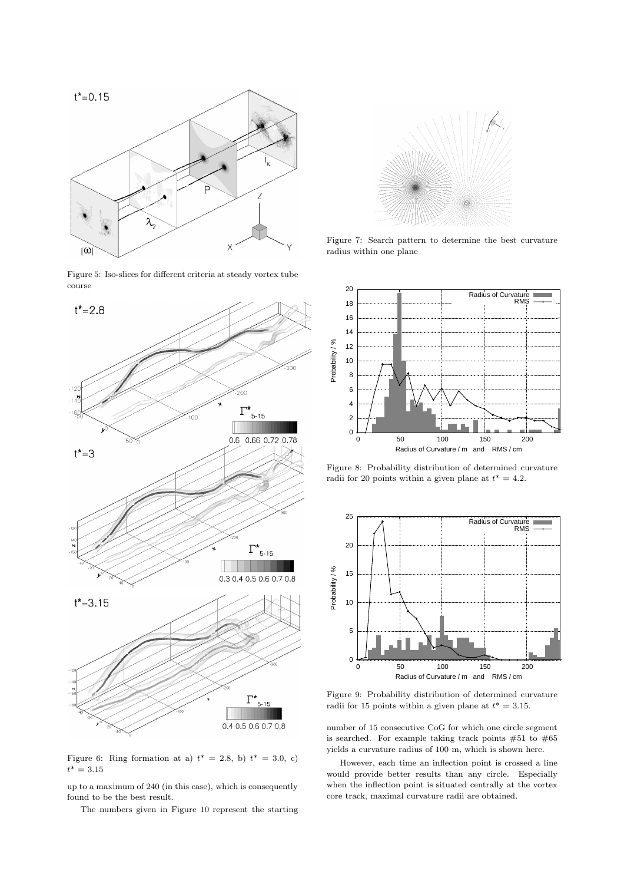Figure 5: Iso-slices for different criteria at steady vortex tube course

Figure 6: Ring formation at a) $t^* = 2.8$, b) $t^* = 3.0$, c) $t^* = 3.15$

up to a maximum of 240 (in this case), which is consequently found to be the best result.

The numbers given in Figure 10 represent the starting number of 15 consecutive CoG for which one circle segment is searched. For example taking track points #51 to #65 yields a curvature radius of 100 m, which is shown here.

However, each time an inflection point is crossed a line would provide better results than any circle. Especially when the inflection point is situated centrally at the vortex core track, maximal curvature radii are obtained.

Figure 7: Search pattern to determine the best curvature radius within one plane

Figure 8: Probability distribution of determined curvature radii for 20 points within a given plane at $t^* = 4.2$.

Figure 9: Probability distribution of determined curvature radii for 15 points within a given plane at $t^* = 3.15$.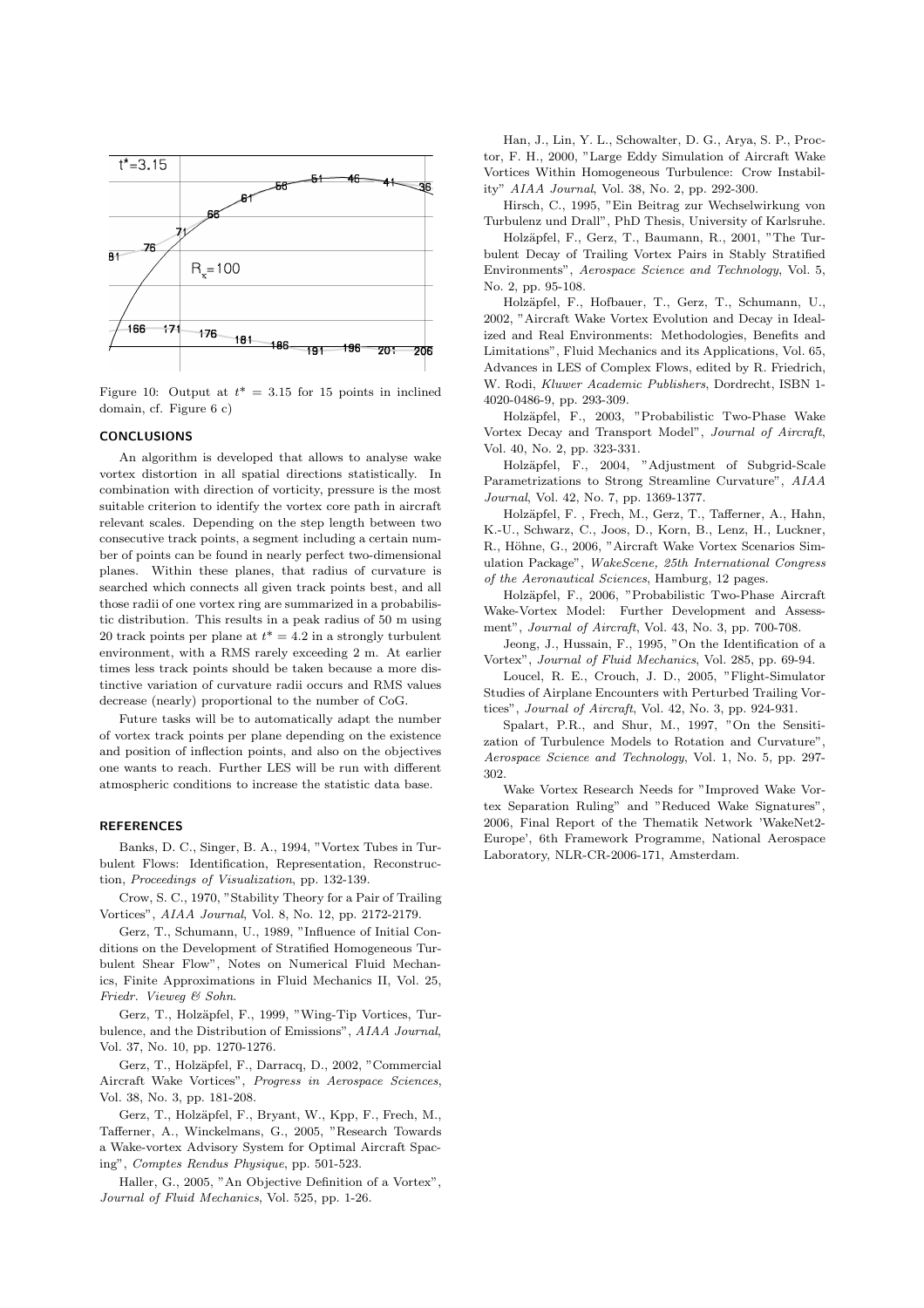t*=3.15

81 76 71 66 61 56 51 46 41 36

$R_\kappa$=100

166 171 176 181 186 191 196 201 206

Figure 10: Output at $t^* = 3.15$ for 15 points in inclined domain, cf. Figure 6 c)

## CONCLUSIONS

An algorithm is developed that allows to analyse wake vortex distortion in all spatial directions statistically. In combination with direction of vorticity, pressure is the most suitable criterion to identify the vortex core path in aircraft relevant scales. Depending on the step length between two consecutive track points, a segment including a certain number of points can be found in nearly perfect two-dimensional planes. Within these planes, that radius of curvature is searched which connects all given track points best, and all those radii of one vortex ring are summarized in a probabilistic distribution. This results in a peak radius of 50 m using 20 track points per plane at $t^* = 4.2$ in a strongly turbulent environment, with a RMS rarely exceeding 2 m. At earlier times less track points should be taken because a more distinctive variation of curvature radii occurs and RMS values decrease (nearly) proportional to the number of CoG.

Future tasks will be to automatically adapt the number of vortex track points per plane depending on the existence and position of inflection points, and also on the objectives one wants to reach. Further LES will be run with different atmospheric conditions to increase the statistic data base.

## REFERENCES

Banks, D. C., Singer, B. A., 1994, "Vortex Tubes in Turbulent Flows: Identification, Representation, Reconstruction, *Proceedings of Visualization*, pp. 132-139.

Crow, S. C., 1970, "Stability Theory for a Pair of Trailing Vortices", *AIAA Journal*, Vol. 8, No. 12, pp. 2172-2179.

Gerz, T., Schumann, U., 1989, "Influence of Initial Conditions on the Development of Stratified Homogeneous Turbulent Shear Flow", Notes on Numerical Fluid Mechanics, Finite Approximations in Fluid Mechanics II, Vol. 25, *Friedr. Vieweg & Sohn*.

Gerz, T., Holzäpfel, F., 1999, "Wing-Tip Vortices, Turbulence, and the Distribution of Emissions", *AIAA Journal*, Vol. 37, No. 10, pp. 1270-1276.

Gerz, T., Holzäpfel, F., Darracq, D., 2002, "Commercial Aircraft Wake Vortices", *Progress in Aerospace Sciences*, Vol. 38, No. 3, pp. 181-208.

Gerz, T., Holzäpfel, F., Bryant, W., Kpp, F., Frech, M., Tafferner, A., Winckelmans, G., 2005, "Research Towards a Wake-vortex Advisory System for Optimal Aircraft Spacing", *Comptes Rendus Physique*, pp. 501-523.

Haller, G., 2005, "An Objective Definition of a Vortex", *Journal of Fluid Mechanics*, Vol. 525, pp. 1-26.

Han, J., Lin, Y. L., Schowalter, D. G., Arya, S. P., Proctor, F. H., 2000, "Large Eddy Simulation of Aircraft Wake Vortices Within Homogeneous Turbulence: Crow Instability" *AIAA Journal*, Vol. 38, No. 2, pp. 292-300.

Hirsch, C., 1995, "Ein Beitrag zur Wechselwirkung von Turbulenz und Drall", PhD Thesis, University of Karlsruhe.

Holzäpfel, F., Gerz, T., Baumann, R., 2001, "The Turbulent Decay of Trailing Vortex Pairs in Stably Stratified Environments", *Aerospace Science and Technology*, Vol. 5, No. 2, pp. 95-108.

Holzäpfel, F., Hofbauer, T., Gerz, T., Schumann, U., 2002, "Aircraft Wake Vortex Evolution and Decay in Idealized and Real Environments: Methodologies, Benefits and Limitations", Fluid Mechanics and its Applications, Vol. 65, Advances in LES of Complex Flows, edited by R. Friedrich, W. Rodi, *Kluwer Academic Publishers*, Dordrecht, ISBN 1-4020-0486-9, pp. 293-309.

Holzäpfel, F., 2003, "Probabilistic Two-Phase Wake Vortex Decay and Transport Model", *Journal of Aircraft*, Vol. 40, No. 2, pp. 323-331.

Holzäpfel, F., 2004, "Adjustment of Subgrid-Scale Parametrizations to Strong Streamline Curvature", *AIAA Journal*, Vol. 42, No. 7, pp. 1369-1377.

Holzäpfel, F. , Frech, M., Gerz, T., Tafferner, A., Hahn, K.-U., Schwarz, C., Joos, D., Korn, B., Lenz, H., Luckner, R., Höhne, G., 2006, "Aircraft Wake Vortex Scenarios Simulation Package", *WakeScene, 25th International Congress of the Aeronautical Sciences*, Hamburg, 12 pages.

Holzäpfel, F., 2006, "Probabilistic Two-Phase Aircraft Wake-Vortex Model: Further Development and Assessment", *Journal of Aircraft*, Vol. 43, No. 3, pp. 700-708.

Jeong, J., Hussain, F., 1995, "On the Identification of a Vortex", *Journal of Fluid Mechanics*, Vol. 285, pp. 69-94.

Loucel, R. E., Crouch, J. D., 2005, "Flight-Simulator Studies of Airplane Encounters with Perturbed Trailing Vortices", *Journal of Aircraft*, Vol. 42, No. 3, pp. 924-931.

Spalart, P.R., and Shur, M., 1997, "On the Sensitization of Turbulence Models to Rotation and Curvature", *Aerospace Science and Technology*, Vol. 1, No. 5, pp. 297-302.

Wake Vortex Research Needs for "Improved Wake Vortex Separation Ruling" and "Reduced Wake Signatures", 2006, Final Report of the Thematik Network 'WakeNet2-Europe', 6th Framework Programme, National Aerospace Laboratory, NLR-CR-2006-171, Amsterdam.